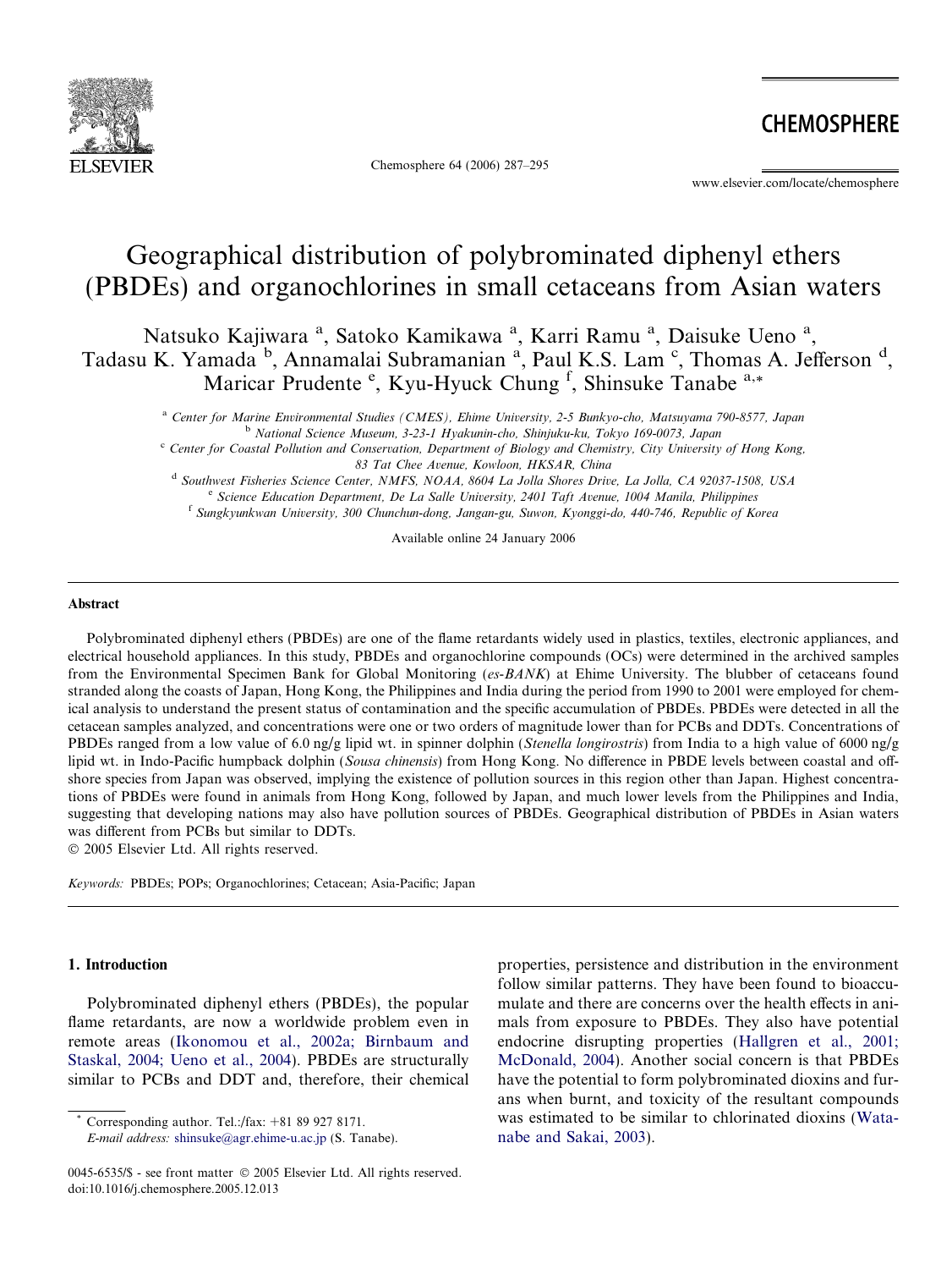# Geographical distribution of polybrominated diphenyl ethers (PBDEs) and organochlorines in small cetaceans from Asian waters

Natsuko Kajiwara [a], Satoko Kamikawa [a], Karri Ramu [a], Daisuke Ueno [a], Tadasu K. Yamada [b], Annamalai Subramanian [a], Paul K.S. Lam [c], Thomas A. Jefferson [d], Maricar Prudente [e], Kyu-Hyuck Chung [f], Shinsuke Tanabe [a,*]

[a] *Center for Marine Environmental Studies (CMES), Ehime University, 2-5 Bunkyo-cho, Matsuyama 790-8577, Japan*
[b] *National Science Museum, 3-23-1 Hyakunin-cho, Shinjuku-ku, Tokyo 169-0073, Japan*
[c] *Center for Coastal Pollution and Conservation, Department of Biology and Chemistry, City University of Hong Kong, 83 Tat Chee Avenue, Kowloon, HKSAR, China*
[d] *Southwest Fisheries Science Center, NMFS, NOAA, 8604 La Jolla Shores Drive, La Jolla, CA 92037-1508, USA*
[e] *Science Education Department, De La Salle University, 2401 Taft Avenue, 1004 Manila, Philippines*
[f] *Sungkyunkwan University, 300 Chunchun-dong, Jangan-gu, Suwon, Kyonggi-do, 440-746, Republic of Korea*

Available online 24 January 2006

## Abstract

Polybrominated diphenyl ethers (PBDEs) are one of the flame retardants widely used in plastics, textiles, electronic appliances, and electrical household appliances. In this study, PBDEs and organochlorine compounds (OCs) were determined in the archived samples from the Environmental Specimen Bank for Global Monitoring (*es-BANK*) at Ehime University. The blubber of cetaceans found stranded along the coasts of Japan, Hong Kong, the Philippines and India during the period from 1990 to 2001 were employed for chemical analysis to understand the present status of contamination and the specific accumulation of PBDEs. PBDEs were detected in all the cetacean samples analyzed, and concentrations were one or two orders of magnitude lower than for PCBs and DDTs. Concentrations of PBDEs ranged from a low value of 6.0 ng/g lipid wt. in spinner dolphin (*Stenella longirostris*) from India to a high value of 6000 ng/g lipid wt. in Indo-Pacific humpback dolphin (*Sousa chinensis*) from Hong Kong. No difference in PBDE levels between coastal and off-shore species from Japan was observed, implying the existence of pollution sources in this region other than Japan. Highest concentrations of PBDEs were found in animals from Hong Kong, followed by Japan, and much lower levels from the Philippines and India, suggesting that developing nations may also have pollution sources of PBDEs. Geographical distribution of PBDEs in Asian waters was different from PCBs but similar to DDTs.

© 2005 Elsevier Ltd. All rights reserved.

*Keywords:* PBDEs; POPs; Organochlorines; Cetacean; Asia-Pacific; Japan

## 1. Introduction

Polybrominated diphenyl ethers (PBDEs), the popular flame retardants, are now a worldwide problem even in remote areas (Ikonomou et al., 2002a; Birnbaum and Staskal, 2004; Ueno et al., 2004). PBDEs are structurally similar to PCBs and DDT and, therefore, their chemical properties, persistence and distribution in the environment follow similar patterns. They have been found to bioaccumulate and there are concerns over the health effects in animals from exposure to PBDEs. They also have potential endocrine disrupting properties (Hallgren et al., 2001; McDonald, 2004). Another social concern is that PBDEs have the potential to form polybrominated dioxins and furans when burnt, and toxicity of the resultant compounds was estimated to be similar to chlorinated dioxins (Watanabe and Sakai, 2003).

\* Corresponding author. Tel.:/fax: +81 89 927 8171.
*E-mail address:* shinsuke@agr.ehime-u.ac.jp (S. Tanabe).

0045-6535/$ - see front matter © 2005 Elsevier Ltd. All rights reserved.
doi:10.1016/j.chemosphere.2005.12.013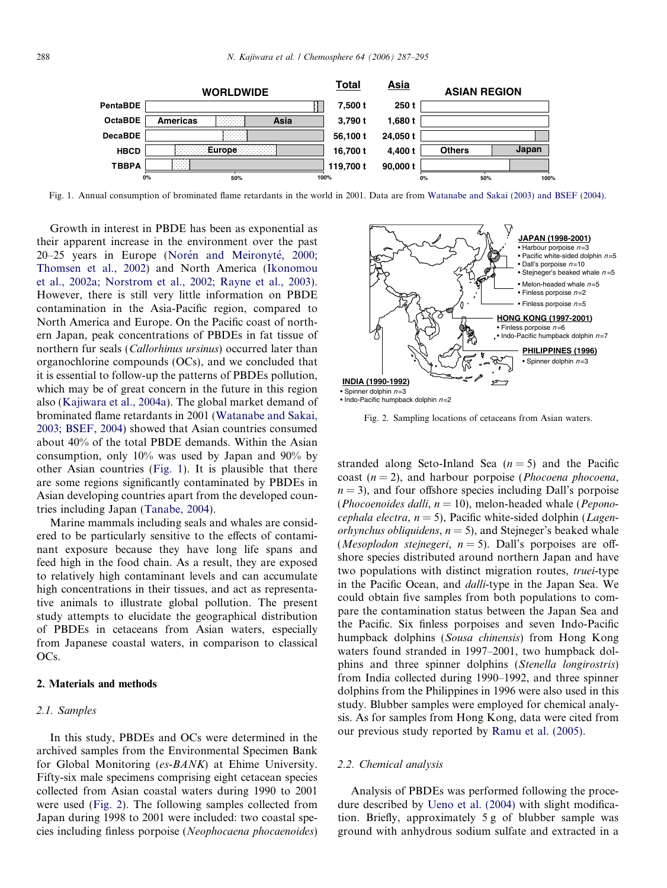Fig. 1. Annual consumption of brominated flame retardants in the world in 2001. Data are from Watanabe and Sakai (2003) and BSEF (2004).

Growth in interest in PBDE has been as exponential as their apparent increase in the environment over the past 20–25 years in Europe (Norén and Meironyté, 2000; Thomsen et al., 2002) and North America (Ikonomou et al., 2002a; Norstrom et al., 2002; Rayne et al., 2003). However, there is still very little information on PBDE contamination in the Asia-Pacific region, compared to North America and Europe. On the Pacific coast of northern Japan, peak concentrations of PBDEs in fat tissue of northern fur seals (*Callorhinus ursinus*) occurred later than organochlorine compounds (OCs), and we concluded that it is essential to follow-up the patterns of PBDEs pollution, which may be of great concern in the future in this region also (Kajiwara et al., 2004a). The global market demand of brominated flame retardants in 2001 (Watanabe and Sakai, 2003; BSEF, 2004) showed that Asian countries consumed about 40% of the total PBDE demands. Within the Asian consumption, only 10% was used by Japan and 90% by other Asian countries (Fig. 1). It is plausible that there are some regions significantly contaminated by PBDEs in Asian developing countries apart from the developed countries including Japan (Tanabe, 2004).

Marine mammals including seals and whales are considered to be particularly sensitive to the effects of contaminant exposure because they have long life spans and feed high in the food chain. As a result, they are exposed to relatively high contaminant levels and can accumulate high concentrations in their tissues, and act as representative animals to illustrate global pollution. The present study attempts to elucidate the geographical distribution of PBDEs in cetaceans from Asian waters, especially from Japanese coastal waters, in comparison to classical OCs.

## 2. Materials and methods

### 2.1. Samples

In this study, PBDEs and OCs were determined in the archived samples from the Environmental Specimen Bank for Global Monitoring (*es-BANK*) at Ehime University. Fifty-six male specimens comprising eight cetacean species collected from Asian coastal waters during 1990 to 2001 were used (Fig. 2). The following samples collected from Japan during 1998 to 2001 were included: two coastal species including finless porpoise (*Neophocaena phocaenoides*) stranded along Seto-Inland Sea ($n = 5$) and the Pacific coast ($n = 2$), and harbour porpoise (*Phocoena phocoena*, $n = 3$), and four offshore species including Dall's porpoise (*Phocoenoides dalli*, $n = 10$), melon-headed whale (*Peponocephala electra*, $n = 5$), Pacific white-sided dolphin (*Lagenorhynchus obliquidens*, $n = 5$), and Stejneger's beaked whale (*Mesoplodon stejnegeri*, $n = 5$). Dall's porpoises are offshore species distributed around northern Japan and have two populations with distinct migration routes, *truei*-type in the Pacific Ocean, and *dalli*-type in the Japan Sea. We could obtain five samples from both populations to compare the contamination status between the Japan Sea and the Pacific. Six finless porpoises and seven Indo-Pacific humpback dolphins (*Sousa chinensis*) from Hong Kong waters found stranded in 1997–2001, two humpback dolphins and three spinner dolphins (*Stenella longirostris*) from India collected during 1990–1992, and three spinner dolphins from the Philippines in 1996 were also used in this study. Blubber samples were employed for chemical analysis. As for samples from Hong Kong, data were cited from our previous study reported by Ramu et al. (2005).

Fig. 2. Sampling locations of cetaceans from Asian waters.

### 2.2. Chemical analysis

Analysis of PBDEs was performed following the procedure described by Ueno et al. (2004) with slight modification. Briefly, approximately 5 g of blubber sample was ground with anhydrous sodium sulfate and extracted in a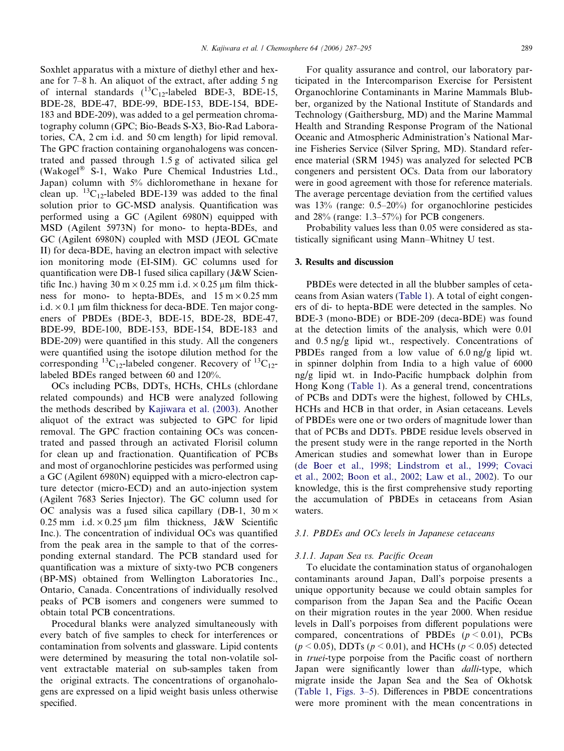Soxhlet apparatus with a mixture of diethyl ether and hexane for 7–8 h. An aliquot of the extract, after adding 5 ng of internal standards ($^{13}C_{12}$-labeled BDE-3, BDE-15, BDE-28, BDE-47, BDE-99, BDE-153, BDE-154, BDE-183 and BDE-209), was added to a gel permeation chromatography column (GPC; Bio-Beads S-X3, Bio-Rad Laboratories, CA, 2 cm i.d. and 50 cm length) for lipid removal. The GPC fraction containing organohalogens was concentrated and passed through 1.5 g of activated silica gel (Wakogel® S-1, Wako Pure Chemical Industries Ltd., Japan) column with 5% dichloromethane in hexane for clean up. $^{13}C_{12}$-labeled BDE-139 was added to the final solution prior to GC-MSD analysis. Quantification was performed using a GC (Agilent 6980N) equipped with MSD (Agilent 5973N) for mono- to hepta-BDEs, and GC (Agilent 6980N) coupled with MSD (JEOL GCmate II) for deca-BDE, having an electron impact with selective ion monitoring mode (EI-SIM). GC columns used for quantification were DB-1 fused silica capillary (J&W Scientific Inc.) having 30 m × 0.25 mm i.d. × 0.25 μm film thickness for mono- to hepta-BDEs, and 15 m × 0.25 mm i.d. × 0.1 μm film thickness for deca-BDE. Ten major congeners of PBDEs (BDE-3, BDE-15, BDE-28, BDE-47, BDE-99, BDE-100, BDE-153, BDE-154, BDE-183 and BDE-209) were quantified in this study. All the congeners were quantified using the isotope dilution method for the corresponding $^{13}C_{12}$-labeled congener. Recovery of $^{13}C_{12}$-labeled BDEs ranged between 60 and 120%.

OCs including PCBs, DDTs, HCHs, CHLs (chlordane related compounds) and HCB were analyzed following the methods described by Kajiwara et al. (2003). Another aliquot of the extract was subjected to GPC for lipid removal. The GPC fraction containing OCs was concentrated and passed through an activated Florisil column for clean up and fractionation. Quantification of PCBs and most of organochlorine pesticides was performed using a GC (Agilent 6980N) equipped with a micro-electron capture detector (micro-ECD) and an auto-injection system (Agilent 7683 Series Injector). The GC column used for OC analysis was a fused silica capillary (DB-1, 30 m × 0.25 mm i.d. × 0.25 μm film thickness, J&W Scientific Inc.). The concentration of individual OCs was quantified from the peak area in the sample to that of the corresponding external standard. The PCB standard used for quantification was a mixture of sixty-two PCB congeners (BP-MS) obtained from Wellington Laboratories Inc., Ontario, Canada. Concentrations of individually resolved peaks of PCB isomers and congeners were summed to obtain total PCB concentrations.

Procedural blanks were analyzed simultaneously with every batch of five samples to check for interferences or contamination from solvents and glassware. Lipid contents were determined by measuring the total non-volatile solvent extractable material on sub-samples taken from the original extracts. The concentrations of organohalogens are expressed on a lipid weight basis unless otherwise specified.

For quality assurance and control, our laboratory participated in the Intercomparison Exercise for Persistent Organochlorine Contaminants in Marine Mammals Blubber, organized by the National Institute of Standards and Technology (Gaithersburg, MD) and the Marine Mammal Health and Stranding Response Program of the National Oceanic and Atmospheric Administration's National Marine Fisheries Service (Silver Spring, MD). Standard reference material (SRM 1945) was analyzed for selected PCB congeners and persistent OCs. Data from our laboratory were in good agreement with those for reference materials. The average percentage deviation from the certified values was 13% (range: 0.5–20%) for organochlorine pesticides and 28% (range: 1.3–57%) for PCB congeners.

Probability values less than 0.05 were considered as statistically significant using Mann–Whitney U test.

## 3. Results and discussion

PBDEs were detected in all the blubber samples of cetaceans from Asian waters (Table 1). A total of eight congeners of di- to hepta-BDE were detected in the samples. No BDE-3 (mono-BDE) or BDE-209 (deca-BDE) was found at the detection limits of the analysis, which were 0.01 and 0.5 ng/g lipid wt., respectively. Concentrations of PBDEs ranged from a low value of 6.0 ng/g lipid wt. in spinner dolphin from India to a high value of 6000 ng/g lipid wt. in Indo-Pacific humpback dolphin from Hong Kong (Table 1). As a general trend, concentrations of PCBs and DDTs were the highest, followed by CHLs, HCHs and HCB in that order, in Asian cetaceans. Levels of PBDEs were one or two orders of magnitude lower than that of PCBs and DDTs. PBDE residue levels observed in the present study were in the range reported in the North American studies and somewhat lower than in Europe (de Boer et al., 1998; Lindstrom et al., 1999; Covaci et al., 2002; Boon et al., 2002; Law et al., 2002). To our knowledge, this is the first comprehensive study reporting the accumulation of PBDEs in cetaceans from Asian waters.

### 3.1. PBDEs and OCs levels in Japanese cetaceans

#### 3.1.1. Japan Sea vs. Pacific Ocean

To elucidate the contamination status of organohalogen contaminants around Japan, Dall's porpoise presents a unique opportunity because we could obtain samples for comparison from the Japan Sea and the Pacific Ocean on their migration routes in the year 2000. When residue levels in Dall's porpoises from different populations were compared, concentrations of PBDEs ($p < 0.01$), PCBs ($p < 0.05$), DDTs ($p < 0.01$), and HCHs ($p < 0.05$) detected in *truei*-type porpoise from the Pacific coast of northern Japan were significantly lower than *dalli*-type, which migrate inside the Japan Sea and the Sea of Okhotsk (Table 1, Figs. 3–5). Differences in PBDE concentrations were more prominent with the mean concentrations in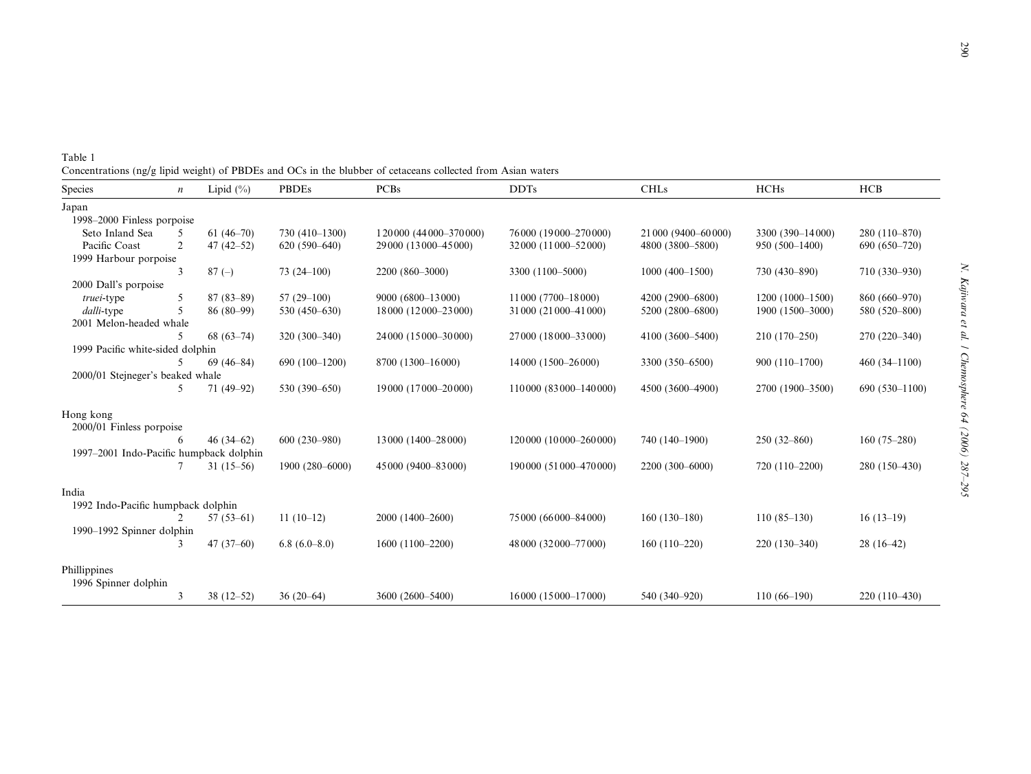Table 1
Concentrations (ng/g lipid weight) of PBDEs and OCs in the blubber of cetaceans collected from Asian waters

| Species | *n* | Lipid (%) | PBDEs | PCBs | DDTs | CHLs | HCHs | HCB |
|---|---|---|---|---|---|---|---|---|
| Japan | | | | | | | | |
| 1998–2000 Finless porpoise | | | | | | | | |
| Seto Inland Sea | 5 | 61 (46–70) | 730 (410–1300) | 120 000 (44 000–370 000) | 76 000 (19 000–270 000) | 21 000 (9400–60 000) | 3300 (390–14 000) | 280 (110–870) |
| Pacific Coast | 2 | 47 (42–52) | 620 (590–640) | 29 000 (13 000–45 000) | 32 000 (11 000–52 000) | 4800 (3800–5800) | 950 (500–1400) | 690 (650–720) |
| 1999 Harbour porpoise | | | | | | | | |
| | 3 | 87 (–) | 73 (24–100) | 2200 (860–3000) | 3300 (1100–5000) | 1000 (400–1500) | 730 (430–890) | 710 (330–930) |
| 2000 Dall's porpoise | | | | | | | | |
| *truei*-type | 5 | 87 (83–89) | 57 (29–100) | 9000 (6800–13 000) | 11 000 (7700–18 000) | 4200 (2900–6800) | 1200 (1000–1500) | 860 (660–970) |
| *dalli*-type | 5 | 86 (80–99) | 530 (450–630) | 18 000 (12 000–23 000) | 31 000 (21 000–41 000) | 5200 (2800–6800) | 1900 (1500–3000) | 580 (520–800) |
| 2001 Melon-headed whale | | | | | | | | |
| | 5 | 68 (63–74) | 320 (300–340) | 24 000 (15 000–30 000) | 27 000 (18 000–33 000) | 4100 (3600–5400) | 210 (170–250) | 270 (220–340) |
| 1999 Pacific white-sided dolphin | | | | | | | | |
| | 5 | 69 (46–84) | 690 (100–1200) | 8700 (1300–16 000) | 14 000 (1500–26 000) | 3300 (350–6500) | 900 (110–1700) | 460 (34–1100) |
| 2000/01 Stejneger's beaked whale | | | | | | | | |
| | 5 | 71 (49–92) | 530 (390–650) | 19 000 (17 000–20 000) | 110 000 (83 000–140 000) | 4500 (3600–4900) | 2700 (1900–3500) | 690 (530–1100) |
| Hong kong | | | | | | | | |
| 2000/01 Finless porpoise | | | | | | | | |
| | 6 | 46 (34–62) | 600 (230–980) | 13 000 (1400–28 000) | 120 000 (10 000–260 000) | 740 (140–1900) | 250 (32–860) | 160 (75–280) |
| 1997–2001 Indo-Pacific humpback dolphin | | | | | | | | |
| | 7 | 31 (15–56) | 1900 (280–6000) | 45 000 (9400–83 000) | 190 000 (51 000–470 000) | 2200 (300–6000) | 720 (110–2200) | 280 (150–430) |
| India | | | | | | | | |
| 1992 Indo-Pacific humpback dolphin | | | | | | | | |
| | 2 | 57 (53–61) | 11 (10–12) | 2000 (1400–2600) | 75 000 (66 000–84 000) | 160 (130–180) | 110 (85–130) | 16 (13–19) |
| 1990–1992 Spinner dolphin | | | | | | | | |
| | 3 | 47 (37–60) | 6.8 (6.0–8.0) | 1600 (1100–2200) | 48 000 (32 000–77 000) | 160 (110–220) | 220 (130–340) | 28 (16–42) |
| Phillippines | | | | | | | | |
| 1996 Spinner dolphin | | | | | | | | |
| | 3 | 38 (12–52) | 36 (20–64) | 3600 (2600–5400) | 16 000 (15 000–17 000) | 540 (340–920) | 110 (66–190) | 220 (110–430) |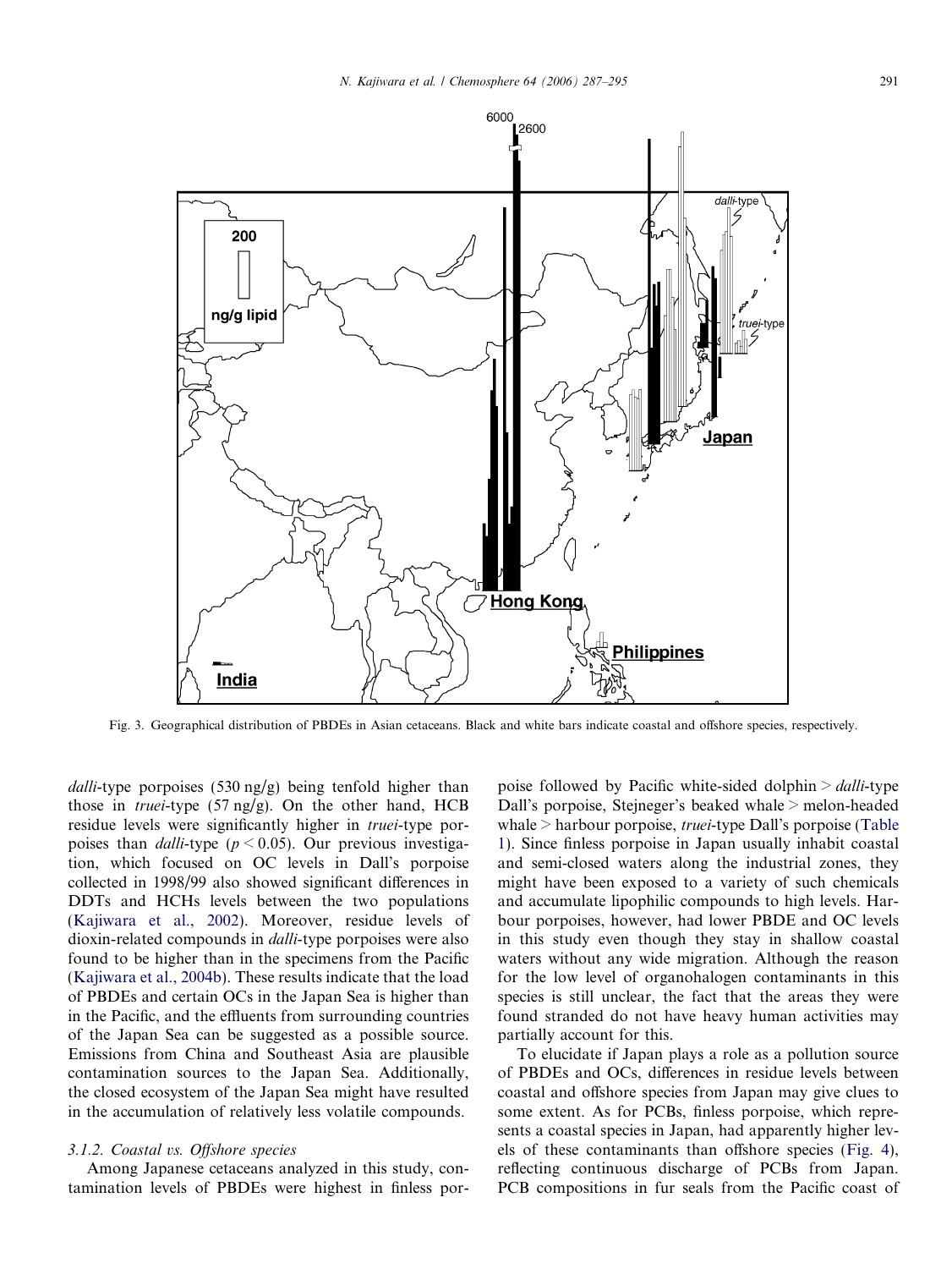Fig. 3. Geographical distribution of PBDEs in Asian cetaceans. Black and white bars indicate coastal and offshore species, respectively.

*dalli*-type porpoises (530 ng/g) being tenfold higher than those in *truei*-type (57 ng/g). On the other hand, HCB residue levels were significantly higher in *truei*-type porpoises than *dalli*-type ($p < 0.05$). Our previous investigation, which focused on OC levels in Dall's porpoise collected in 1998/99 also showed significant differences in DDTs and HCHs levels between the two populations (Kajiwara et al., 2002). Moreover, residue levels of dioxin-related compounds in *dalli*-type porpoises were also found to be higher than in the specimens from the Pacific (Kajiwara et al., 2004b). These results indicate that the load of PBDEs and certain OCs in the Japan Sea is higher than in the Pacific, and the effluents from surrounding countries of the Japan Sea can be suggested as a possible source. Emissions from China and Southeast Asia are plausible contamination sources to the Japan Sea. Additionally, the closed ecosystem of the Japan Sea might have resulted in the accumulation of relatively less volatile compounds.

### 3.1.2. Coastal vs. Offshore species

Among Japanese cetaceans analyzed in this study, contamination levels of PBDEs were highest in finless porpoise followed by Pacific white-sided dolphin > *dalli*-type Dall's porpoise, Stejneger's beaked whale > melon-headed whale > harbour porpoise, *truei*-type Dall's porpoise (Table 1). Since finless porpoise in Japan usually inhabit coastal and semi-closed waters along the industrial zones, they might have been exposed to a variety of such chemicals and accumulate lipophilic compounds to high levels. Harbour porpoises, however, had lower PBDE and OC levels in this study even though they stay in shallow coastal waters without any wide migration. Although the reason for the low level of organohalogen contaminants in this species is still unclear, the fact that the areas they were found stranded do not have heavy human activities may partially account for this.

To elucidate if Japan plays a role as a pollution source of PBDEs and OCs, differences in residue levels between coastal and offshore species from Japan may give clues to some extent. As for PCBs, finless porpoise, which represents a coastal species in Japan, had apparently higher levels of these contaminants than offshore species (Fig. 4), reflecting continuous discharge of PCBs from Japan. PCB compositions in fur seals from the Pacific coast of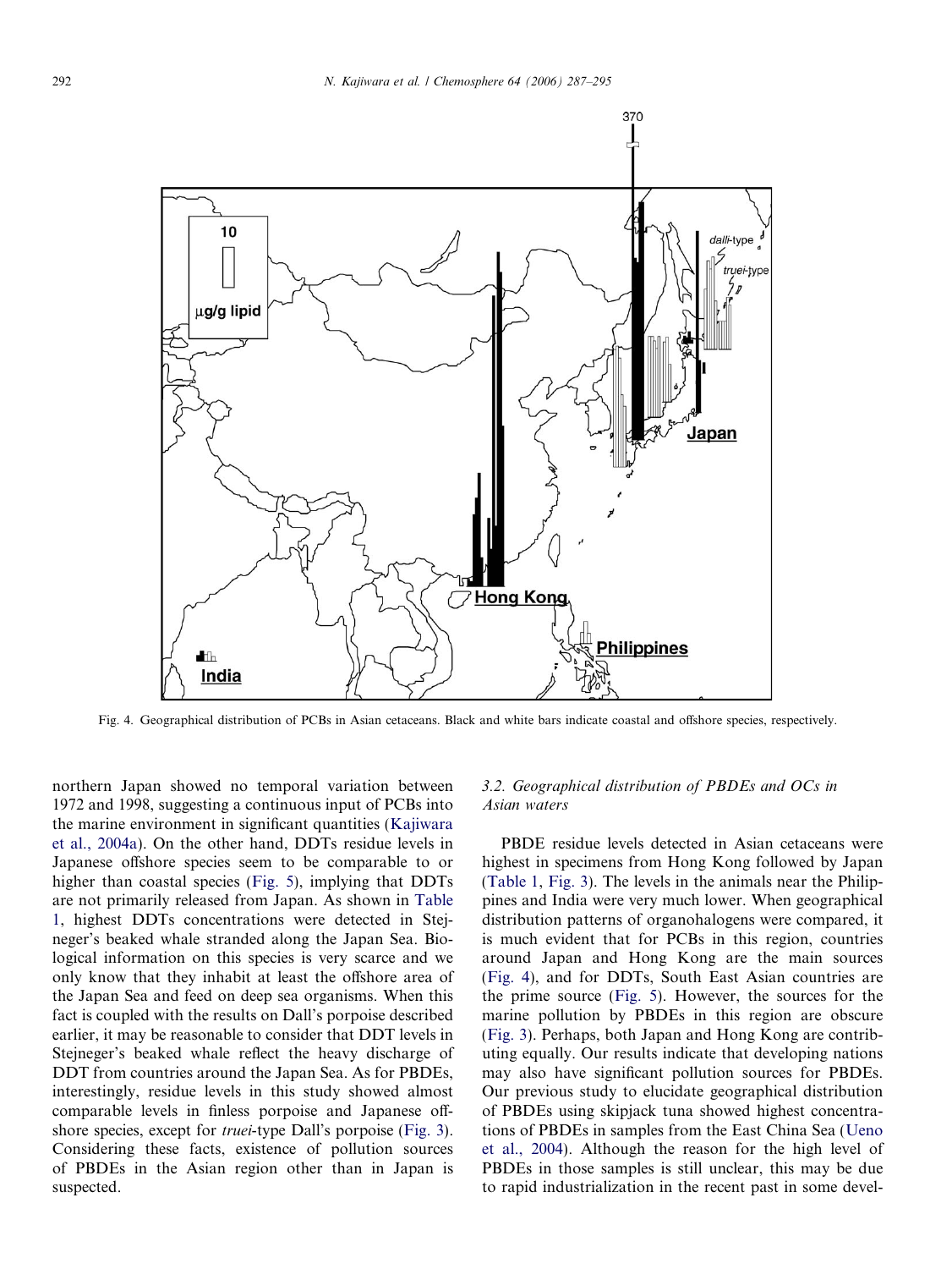Fig. 4. Geographical distribution of PCBs in Asian cetaceans. Black and white bars indicate coastal and offshore species, respectively.

northern Japan showed no temporal variation between 1972 and 1998, suggesting a continuous input of PCBs into the marine environment in significant quantities (Kajiwara et al., 2004a). On the other hand, DDTs residue levels in Japanese offshore species seem to be comparable to or higher than coastal species (Fig. 5), implying that DDTs are not primarily released from Japan. As shown in Table 1, highest DDTs concentrations were detected in Stejneger's beaked whale stranded along the Japan Sea. Biological information on this species is very scarce and we only know that they inhabit at least the offshore area of the Japan Sea and feed on deep sea organisms. When this fact is coupled with the results on Dall's porpoise described earlier, it may be reasonable to consider that DDT levels in Stejneger's beaked whale reflect the heavy discharge of DDT from countries around the Japan Sea. As for PBDEs, interestingly, residue levels in this study showed almost comparable levels in finless porpoise and Japanese offshore species, except for *truei*-type Dall's porpoise (Fig. 3). Considering these facts, existence of pollution sources of PBDEs in the Asian region other than in Japan is suspected.

### 3.2. Geographical distribution of PBDEs and OCs in Asian waters

PBDE residue levels detected in Asian cetaceans were highest in specimens from Hong Kong followed by Japan (Table 1, Fig. 3). The levels in the animals near the Philippines and India were very much lower. When geographical distribution patterns of organohalogens were compared, it is much evident that for PCBs in this region, countries around Japan and Hong Kong are the main sources (Fig. 4), and for DDTs, South East Asian countries are the prime source (Fig. 5). However, the sources for the marine pollution by PBDEs in this region are obscure (Fig. 3). Perhaps, both Japan and Hong Kong are contributing equally. Our results indicate that developing nations may also have significant pollution sources for PBDEs. Our previous study to elucidate geographical distribution of PBDEs using skipjack tuna showed highest concentrations of PBDEs in samples from the East China Sea (Ueno et al., 2004). Although the reason for the high level of PBDEs in those samples is still unclear, this may be due to rapid industrialization in the recent past in some devel-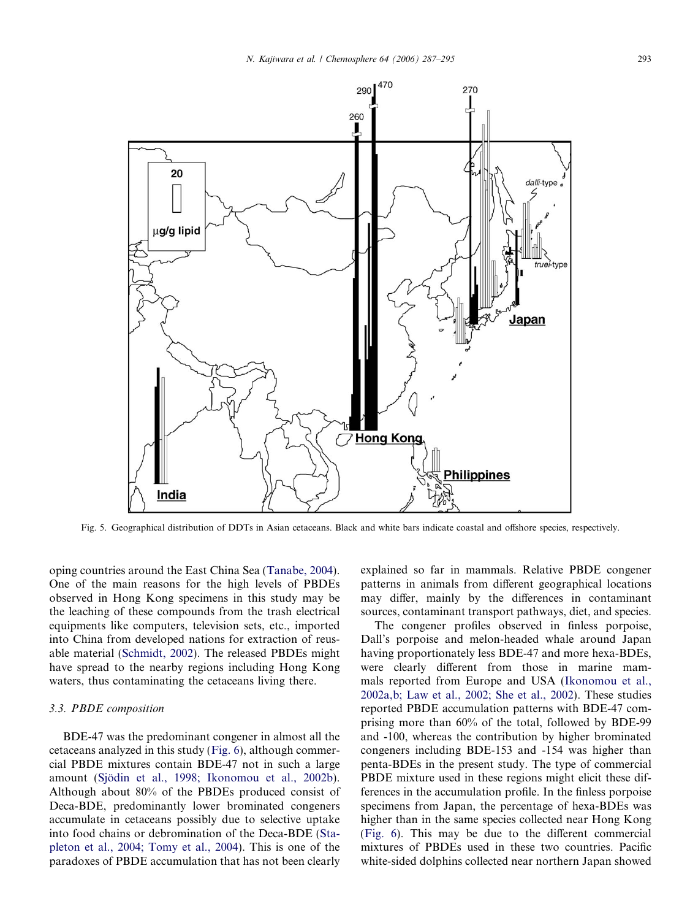Fig. 5. Geographical distribution of DDTs in Asian cetaceans. Black and white bars indicate coastal and offshore species, respectively.

oping countries around the East China Sea (Tanabe, 2004). One of the main reasons for the high levels of PBDEs observed in Hong Kong specimens in this study may be the leaching of these compounds from the trash electrical equipments like computers, television sets, etc., imported into China from developed nations for extraction of reusable material (Schmidt, 2002). The released PBDEs might have spread to the nearby regions including Hong Kong waters, thus contaminating the cetaceans living there.

### 3.3. PBDE composition

BDE-47 was the predominant congener in almost all the cetaceans analyzed in this study (Fig. 6), although commercial PBDE mixtures contain BDE-47 not in such a large amount (Sjödin et al., 1998; Ikonomou et al., 2002b). Although about 80% of the PBDEs produced consist of Deca-BDE, predominantly lower brominated congeners accumulate in cetaceans possibly due to selective uptake into food chains or debromination of the Deca-BDE (Stapleton et al., 2004; Tomy et al., 2004). This is one of the paradoxes of PBDE accumulation that has not been clearly explained so far in mammals. Relative PBDE congener patterns in animals from different geographical locations may differ, mainly by the differences in contaminant sources, contaminant transport pathways, diet, and species.

The congener profiles observed in finless porpoise, Dall's porpoise and melon-headed whale around Japan having proportionately less BDE-47 and more hexa-BDEs, were clearly different from those in marine mammals reported from Europe and USA (Ikonomou et al., 2002a,b; Law et al., 2002; She et al., 2002). These studies reported PBDE accumulation patterns with BDE-47 comprising more than 60% of the total, followed by BDE-99 and -100, whereas the contribution by higher brominated congeners including BDE-153 and -154 was higher than penta-BDEs in the present study. The type of commercial PBDE mixture used in these regions might elicit these differences in the accumulation profile. In the finless porpoise specimens from Japan, the percentage of hexa-BDEs was higher than in the same species collected near Hong Kong (Fig. 6). This may be due to the different commercial mixtures of PBDEs used in these two countries. Pacific white-sided dolphins collected near northern Japan showed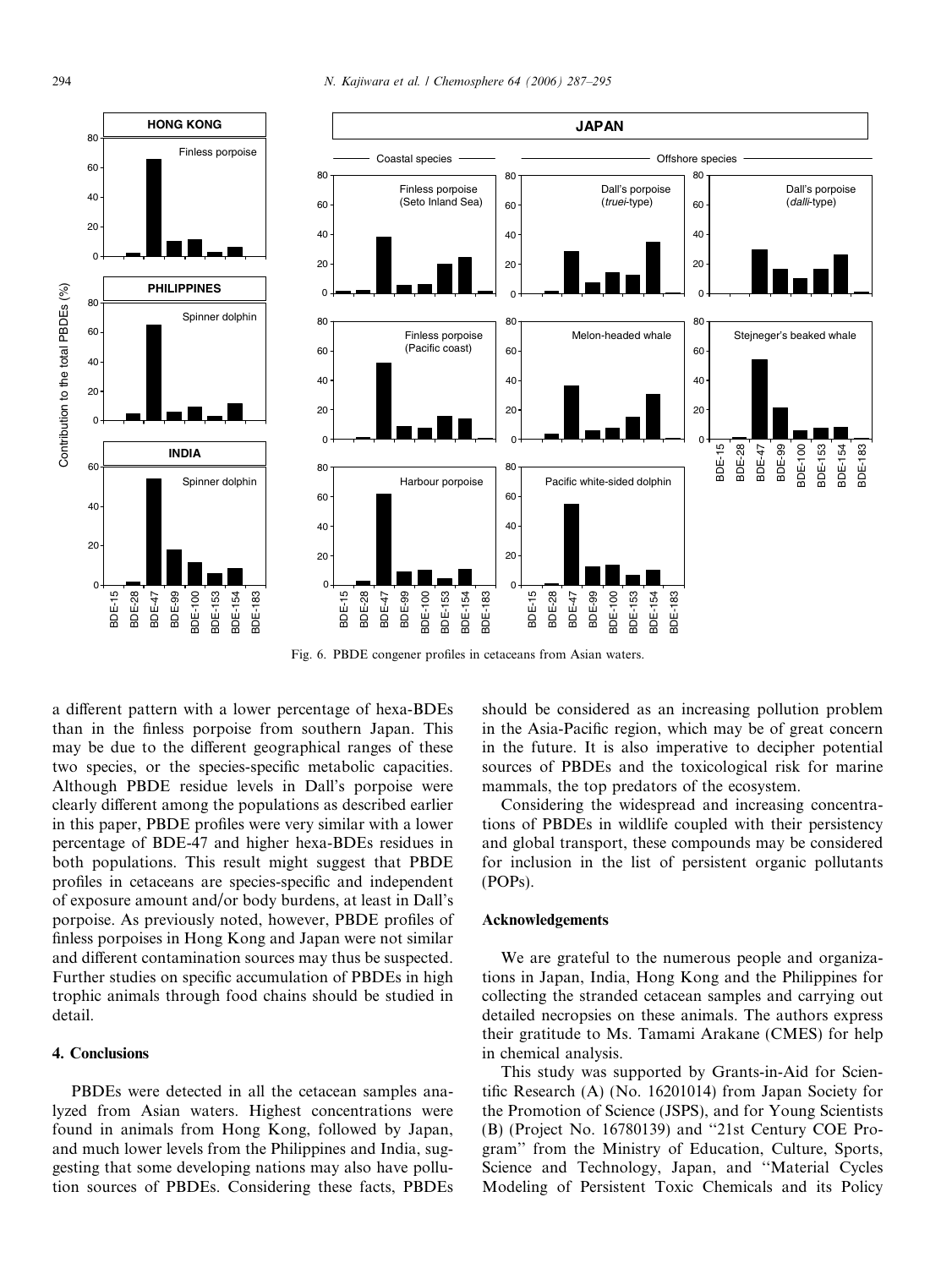Fig. 6. PBDE congener profiles in cetaceans from Asian waters.

a different pattern with a lower percentage of hexa-BDEs than in the finless porpoise from southern Japan. This may be due to the different geographical ranges of these two species, or the species-specific metabolic capacities. Although PBDE residue levels in Dall's porpoise were clearly different among the populations as described earlier in this paper, PBDE profiles were very similar with a lower percentage of BDE-47 and higher hexa-BDEs residues in both populations. This result might suggest that PBDE profiles in cetaceans are species-specific and independent of exposure amount and/or body burdens, at least in Dall's porpoise. As previously noted, however, PBDE profiles of finless porpoises in Hong Kong and Japan were not similar and different contamination sources may thus be suspected. Further studies on specific accumulation of PBDEs in high trophic animals through food chains should be studied in detail.

## 4. Conclusions

PBDEs were detected in all the cetacean samples analyzed from Asian waters. Highest concentrations were found in animals from Hong Kong, followed by Japan, and much lower levels from the Philippines and India, suggesting that some developing nations may also have pollution sources of PBDEs. Considering these facts, PBDEs should be considered as an increasing pollution problem in the Asia-Pacific region, which may be of great concern in the future. It is also imperative to decipher potential sources of PBDEs and the toxicological risk for marine mammals, the top predators of the ecosystem.

Considering the widespread and increasing concentrations of PBDEs in wildlife coupled with their persistency and global transport, these compounds may be considered for inclusion in the list of persistent organic pollutants (POPs).

## Acknowledgements

We are grateful to the numerous people and organizations in Japan, India, Hong Kong and the Philippines for collecting the stranded cetacean samples and carrying out detailed necropsies on these animals. The authors express their gratitude to Ms. Tamami Arakane (CMES) for help in chemical analysis.

This study was supported by Grants-in-Aid for Scientific Research (A) (No. 16201014) from Japan Society for the Promotion of Science (JSPS), and for Young Scientists (B) (Project No. 16780139) and "21st Century COE Program" from the Ministry of Education, Culture, Sports, Science and Technology, Japan, and "Material Cycles Modeling of Persistent Toxic Chemicals and its Policy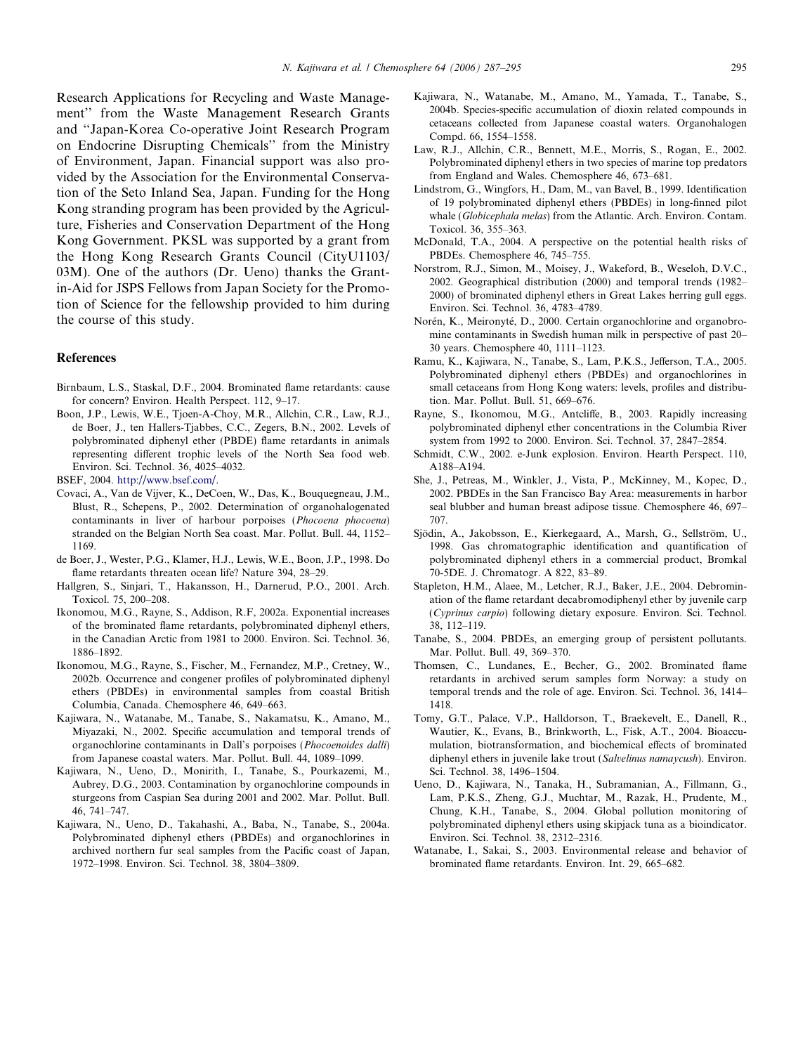Research Applications for Recycling and Waste Management'' from the Waste Management Research Grants and ''Japan-Korea Co-operative Joint Research Program on Endocrine Disrupting Chemicals'' from the Ministry of Environment, Japan. Financial support was also provided by the Association for the Environmental Conservation of the Seto Inland Sea, Japan. Funding for the Hong Kong stranding program has been provided by the Agriculture, Fisheries and Conservation Department of the Hong Kong Government. PKSL was supported by a grant from the Hong Kong Research Grants Council (CityU1103/03M). One of the authors (Dr. Ueno) thanks the Grant-in-Aid for JSPS Fellows from Japan Society for the Promotion of Science for the fellowship provided to him during the course of this study.

## References

Birnbaum, L.S., Staskal, D.F., 2004. Brominated flame retardants: cause for concern? Environ. Health Perspect. 112, 9–17.

Boon, J.P., Lewis, W.E., Tjoen-A-Choy, M.R., Allchin, C.R., Law, R.J., de Boer, J., ten Hallers-Tjabbes, C.C., Zegers, B.N., 2002. Levels of polybrominated diphenyl ether (PBDE) flame retardants in animals representing different trophic levels of the North Sea food web. Environ. Sci. Technol. 36, 4025–4032.

BSEF, 2004. http://www.bsef.com/.

Covaci, A., Van de Vijver, K., DeCoen, W., Das, K., Bouquegneau, J.M., Blust, R., Schepens, P., 2002. Determination of organohalogenated contaminants in liver of harbour porpoises (*Phocoena phocoena*) stranded on the Belgian North Sea coast. Mar. Pollut. Bull. 44, 1152–1169.

de Boer, J., Wester, P.G., Klamer, H.J., Lewis, W.E., Boon, J.P., 1998. Do flame retardants threaten ocean life? Nature 394, 28–29.

Hallgren, S., Sinjari, T., Hakansson, H., Darnerud, P.O., 2001. Arch. Toxicol. 75, 200–208.

Ikonomou, M.G., Rayne, S., Addison, R.F, 2002a. Exponential increases of the brominated flame retardants, polybrominated diphenyl ethers, in the Canadian Arctic from 1981 to 2000. Environ. Sci. Technol. 36, 1886–1892.

Ikonomou, M.G., Rayne, S., Fischer, M., Fernandez, M.P., Cretney, W., 2002b. Occurrence and congener profiles of polybrominated diphenyl ethers (PBDEs) in environmental samples from coastal British Columbia, Canada. Chemosphere 46, 649–663.

Kajiwara, N., Watanabe, M., Tanabe, S., Nakamatsu, K., Amano, M., Miyazaki, N., 2002. Specific accumulation and temporal trends of organochlorine contaminants in Dall's porpoises (*Phocoenoides dalli*) from Japanese coastal waters. Mar. Pollut. Bull. 44, 1089–1099.

Kajiwara, N., Ueno, D., Monirith, I., Tanabe, S., Pourkazemi, M., Aubrey, D.G., 2003. Contamination by organochlorine compounds in sturgeons from Caspian Sea during 2001 and 2002. Mar. Pollut. Bull. 46, 741–747.

Kajiwara, N., Ueno, D., Takahashi, A., Baba, N., Tanabe, S., 2004a. Polybrominated diphenyl ethers (PBDEs) and organochlorines in archived northern fur seal samples from the Pacific coast of Japan, 1972–1998. Environ. Sci. Technol. 38, 3804–3809.

Kajiwara, N., Watanabe, M., Amano, M., Yamada, T., Tanabe, S., 2004b. Species-specific accumulation of dioxin related compounds in cetaceans collected from Japanese coastal waters. Organohalogen Compd. 66, 1554–1558.

Law, R.J., Allchin, C.R., Bennett, M.E., Morris, S., Rogan, E., 2002. Polybrominated diphenyl ethers in two species of marine top predators from England and Wales. Chemosphere 46, 673–681.

Lindstrom, G., Wingfors, H., Dam, M., van Bavel, B., 1999. Identification of 19 polybrominated diphenyl ethers (PBDEs) in long-finned pilot whale (*Globicephala melas*) from the Atlantic. Arch. Environ. Contam. Toxicol. 36, 355–363.

McDonald, T.A., 2004. A perspective on the potential health risks of PBDEs. Chemosphere 46, 745–755.

Norstrom, R.J., Simon, M., Moisey, J., Wakeford, B., Weseloh, D.V.C., 2002. Geographical distribution (2000) and temporal trends (1982–2000) of brominated diphenyl ethers in Great Lakes herring gull eggs. Environ. Sci. Technol. 36, 4783–4789.

Norén, K., Meironyté, D., 2000. Certain organochlorine and organobromine contaminants in Swedish human milk in perspective of past 20–30 years. Chemosphere 40, 1111–1123.

Ramu, K., Kajiwara, N., Tanabe, S., Lam, P.K.S., Jefferson, T.A., 2005. Polybrominated diphenyl ethers (PBDEs) and organochlorines in small cetaceans from Hong Kong waters: levels, profiles and distribution. Mar. Pollut. Bull. 51, 669–676.

Rayne, S., Ikonomou, M.G., Antcliffe, B., 2003. Rapidly increasing polybrominated diphenyl ether concentrations in the Columbia River system from 1992 to 2000. Environ. Sci. Technol. 37, 2847–2854.

Schmidt, C.W., 2002. e-Junk explosion. Environ. Hearth Perspect. 110, A188–A194.

She, J., Petreas, M., Winkler, J., Vista, P., McKinney, M., Kopec, D., 2002. PBDEs in the San Francisco Bay Area: measurements in harbor seal blubber and human breast adipose tissue. Chemosphere 46, 697–707.

Sjödin, A., Jakobsson, E., Kierkegaard, A., Marsh, G., Sellström, U., 1998. Gas chromatographic identification and quantification of polybrominated diphenyl ethers in a commercial product, Bromkal 70-5DE. J. Chromatogr. A 822, 83–89.

Stapleton, H.M., Alaee, M., Letcher, R.J., Baker, J.E., 2004. Debromination of the flame retardant decabromodiphenyl ether by juvenile carp (*Cyprinus carpio*) following dietary exposure. Environ. Sci. Technol. 38, 112–119.

Tanabe, S., 2004. PBDEs, an emerging group of persistent pollutants. Mar. Pollut. Bull. 49, 369–370.

Thomsen, C., Lundanes, E., Becher, G., 2002. Brominated flame retardants in archived serum samples form Norway: a study on temporal trends and the role of age. Environ. Sci. Technol. 36, 1414–1418.

Tomy, G.T., Palace, V.P., Halldorson, T., Braekevelt, E., Danell, R., Wautier, K., Evans, B., Brinkworth, L., Fisk, A.T., 2004. Bioaccumulation, biotransformation, and biochemical effects of brominated diphenyl ethers in juvenile lake trout (*Salvelinus namaycush*). Environ. Sci. Technol. 38, 1496–1504.

Ueno, D., Kajiwara, N., Tanaka, H., Subramanian, A., Fillmann, G., Lam, P.K.S., Zheng, G.J., Muchtar, M., Razak, H., Prudente, M., Chung, K.H., Tanabe, S., 2004. Global pollution monitoring of polybrominated diphenyl ethers using skipjack tuna as a bioindicator. Environ. Sci. Technol. 38, 2312–2316.

Watanabe, I., Sakai, S., 2003. Environmental release and behavior of brominated flame retardants. Environ. Int. 29, 665–682.